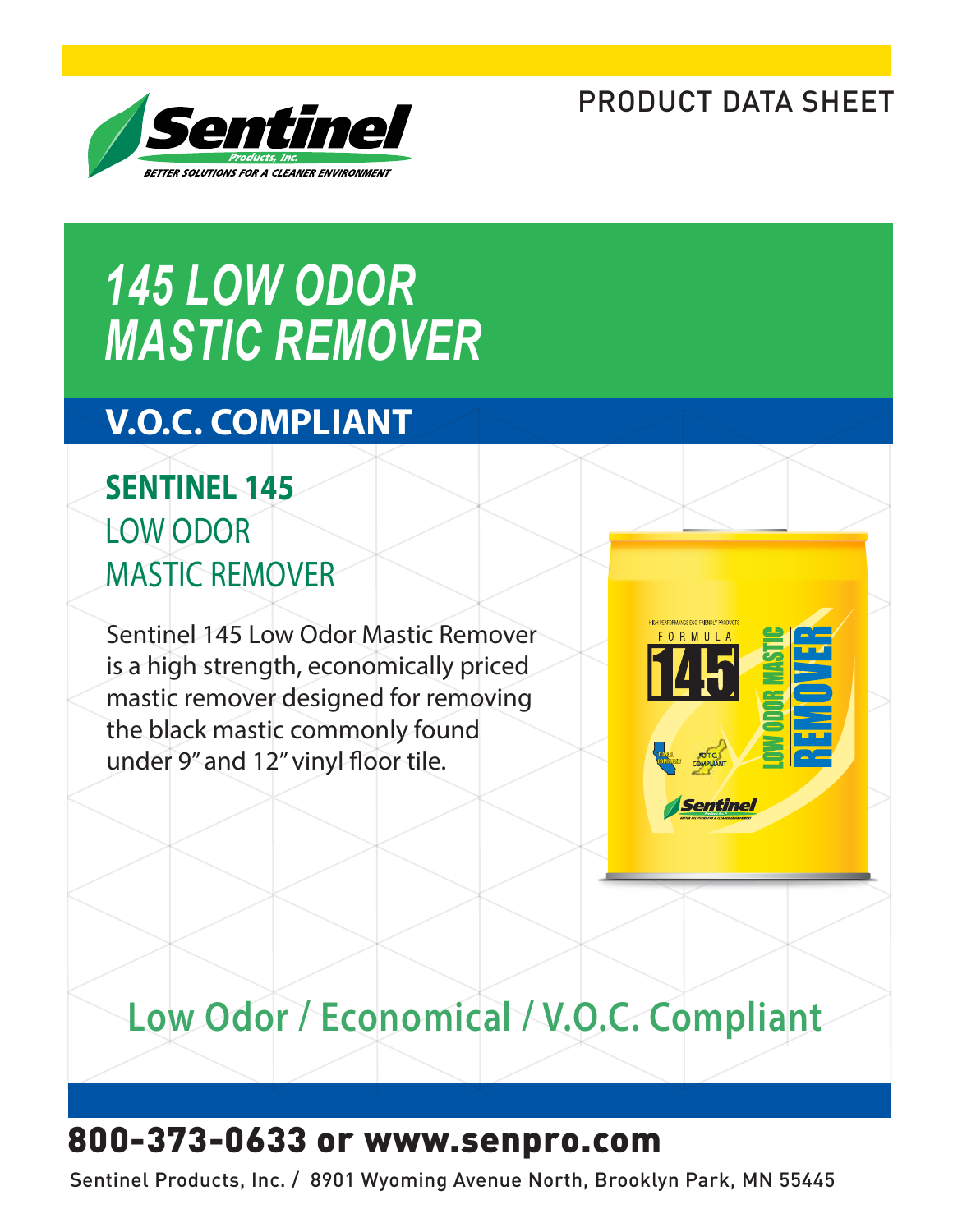PRODUCT DATA SHEET

Sentinel Products, Inc.
BETTER SOLUTIONS FOR A CLEANER ENVIRONMENT

# *145 LOW ODOR MASTIC REMOVER*

## V.O.C. COMPLIANT

### SENTINEL 145
LOW ODOR
MASTIC REMOVER

Sentinel 145 Low Odor Mastic Remover is a high strength, economically priced mastic remover designed for removing the black mastic commonly found under 9" and 12" vinyl floor tile.

## Low Odor / Economical / V.O.C. Compliant

**800-373-0633 or www.senpro.com**

Sentinel Products, Inc. / 8901 Wyoming Avenue North, Brooklyn Park, MN 55445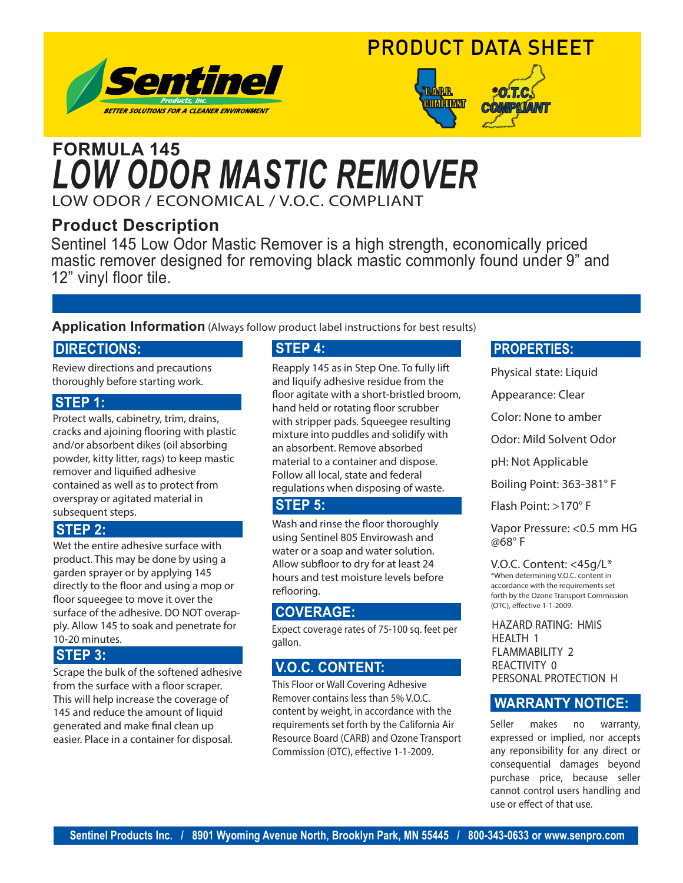PRODUCT DATA SHEET

Sentinel Products, Inc.
BETTER SOLUTIONS FOR A CLEANER ENVIRONMENT

*C.A.R.B. COMPLIANT *O.T.C. COMPLIANT

## FORMULA 145
# *LOW ODOR MASTIC REMOVER*

LOW ODOR / ECONOMICAL / V.O.C. COMPLIANT

## Product Description

Sentinel 145 Low Odor Mastic Remover is a high strength, economically priced mastic remover designed for removing black mastic commonly found under 9" and 12" vinyl floor tile.

### Application Information (Always follow product label instructions for best results)

### DIRECTIONS:

Review directions and precautions thoroughly before starting work.

### STEP 1:

Protect walls, cabinetry, trim, drains, cracks and ajoining flooring with plastic and/or absorbent dikes (oil absorbing powder, kitty litter, rags) to keep mastic remover and liquified adhesive contained as well as to protect from overspray or agitated material in subsequent steps.

### STEP 2:

Wet the entire adhesive surface with product. This may be done by using a garden sprayer or by applying 145 directly to the floor and using a mop or floor squeegee to move it over the surface of the adhesive. DO NOT overapply. Allow 145 to soak and penetrate for 10-20 minutes.

### STEP 3:

Scrape the bulk of the softened adhesive from the surface with a floor scraper. This will help increase the coverage of 145 and reduce the amount of liquid generated and make final clean up easier. Place in a container for disposal.

### STEP 4:

Reapply 145 as in Step One. To fully lift and liquify adhesive residue from the floor agitate with a short-bristled broom, hand held or rotating floor scrubber with stripper pads. Squeegee resulting mixture into puddles and solidify with an absorbent. Remove absorbed material to a container and dispose. Follow all local, state and federal regulations when disposing of waste.

### STEP 5:

Wash and rinse the floor thoroughly using Sentinel 805 Envirowash and water or a soap and water solution. Allow subfloor to dry for at least 24 hours and test moisture levels before reflooring.

### COVERAGE:

Expect coverage rates of 75-100 sq. feet per gallon.

### V.O.C. CONTENT:

This Floor or Wall Covering Adhesive Remover contains less than 5% V.O.C. content by weight, in accordance with the requirements set forth by the California Air Resource Board (CARB) and Ozone Transport Commission (OTC), effective 1-1-2009.

### PROPERTIES:

Physical state: Liquid

Appearance: Clear

Color: None to amber

Odor: Mild Solvent Odor

pH: Not Applicable

Boiling Point: 363-381° F

Flash Point: >170° F

Vapor Pressure: <0.5 mm HG @68° F

V.O.C. Content: <45g/L*

*When determining V.O.C. content in accordance with the requirements set forth by the Ozone Transport Commission (OTC), effective 1-1-2009.

HAZARD RATING: HMIS
HEALTH 1
FLAMMABILITY 2
REACTIVITY 0
PERSONAL PROTECTION H

### WARRANTY NOTICE:

Seller makes no warranty, expressed or implied, nor accepts any reponsibility for any direct or consequential damages beyond purchase price, because seller cannot control users handling and use or effect of that use.

**Sentinel Products Inc. / 8901 Wyoming Avenue North, Brooklyn Park, MN 55445 / 800-343-0633 or www.senpro.com**